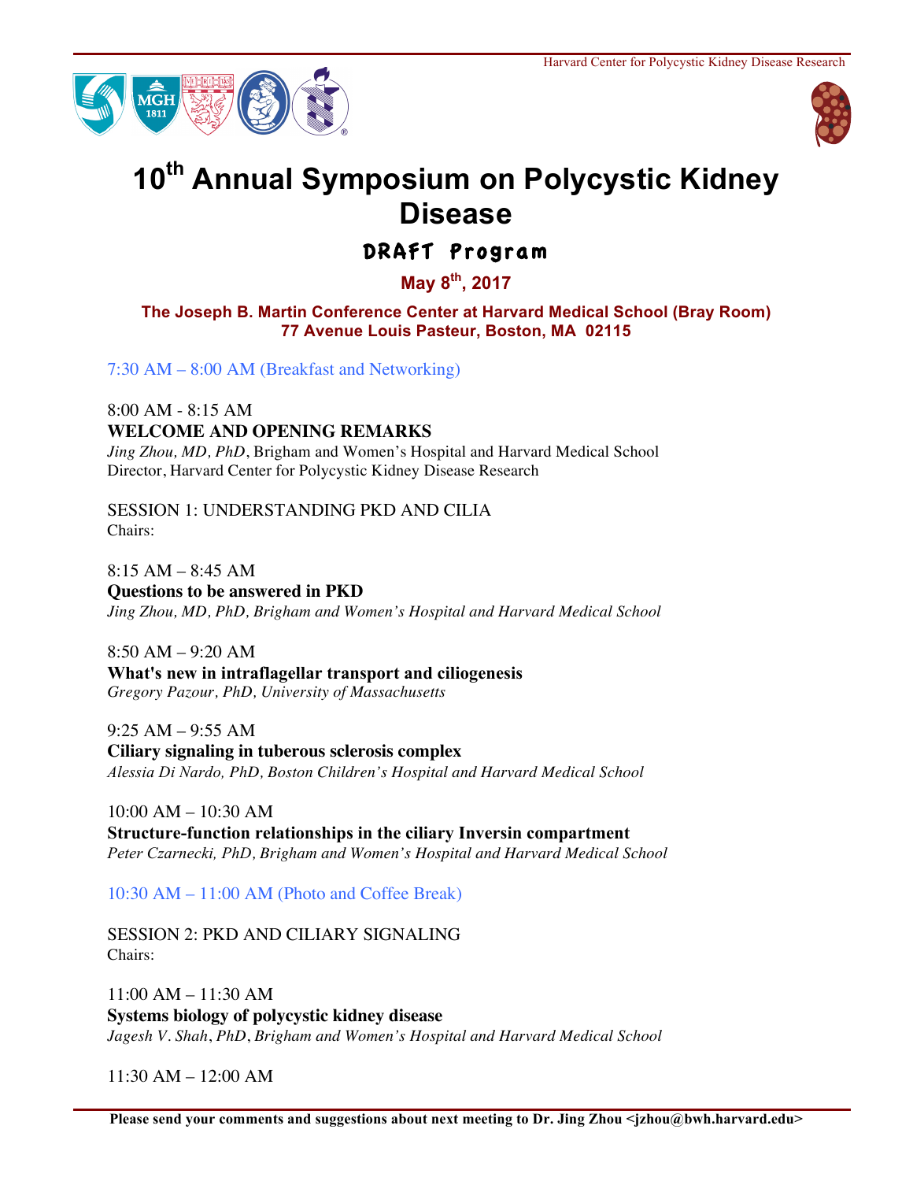# 10th Annual Symposium on Polycystic Kidney Disease

## DRAFT Program

**May 8th, 2017**

**The Joseph B. Martin Conference Center at Harvard Medical School (Bray Room)**
**77 Avenue Louis Pasteur, Boston, MA 02115**

7:30 AM – 8:00 AM (Breakfast and Networking)

8:00 AM - 8:15 AM
**WELCOME AND OPENING REMARKS**
*Jing Zhou, MD, PhD*, Brigham and Women's Hospital and Harvard Medical School
Director, Harvard Center for Polycystic Kidney Disease Research

SESSION 1: UNDERSTANDING PKD AND CILIA
Chairs:

8:15 AM – 8:45 AM
**Questions to be answered in PKD**
*Jing Zhou, MD, PhD, Brigham and Women's Hospital and Harvard Medical School*

8:50 AM – 9:20 AM
**What's new in intraflagellar transport and ciliogenesis**
*Gregory Pazour, PhD, University of Massachusetts*

9:25 AM – 9:55 AM
**Ciliary signaling in tuberous sclerosis complex**
*Alessia Di Nardo, PhD, Boston Children's Hospital and Harvard Medical School*

10:00 AM – 10:30 AM
**Structure-function relationships in the ciliary Inversin compartment**
*Peter Czarnecki, PhD, Brigham and Women's Hospital and Harvard Medical School*

10:30 AM – 11:00 AM (Photo and Coffee Break)

SESSION 2: PKD AND CILIARY SIGNALING
Chairs:

11:00 AM – 11:30 AM
**Systems biology of polycystic kidney disease**
*Jagesh V. Shah, PhD, Brigham and Women's Hospital and Harvard Medical School*

11:30 AM – 12:00 AM

**Please send your comments and suggestions about next meeting to Dr. Jing Zhou <jzhou@bwh.harvard.edu>**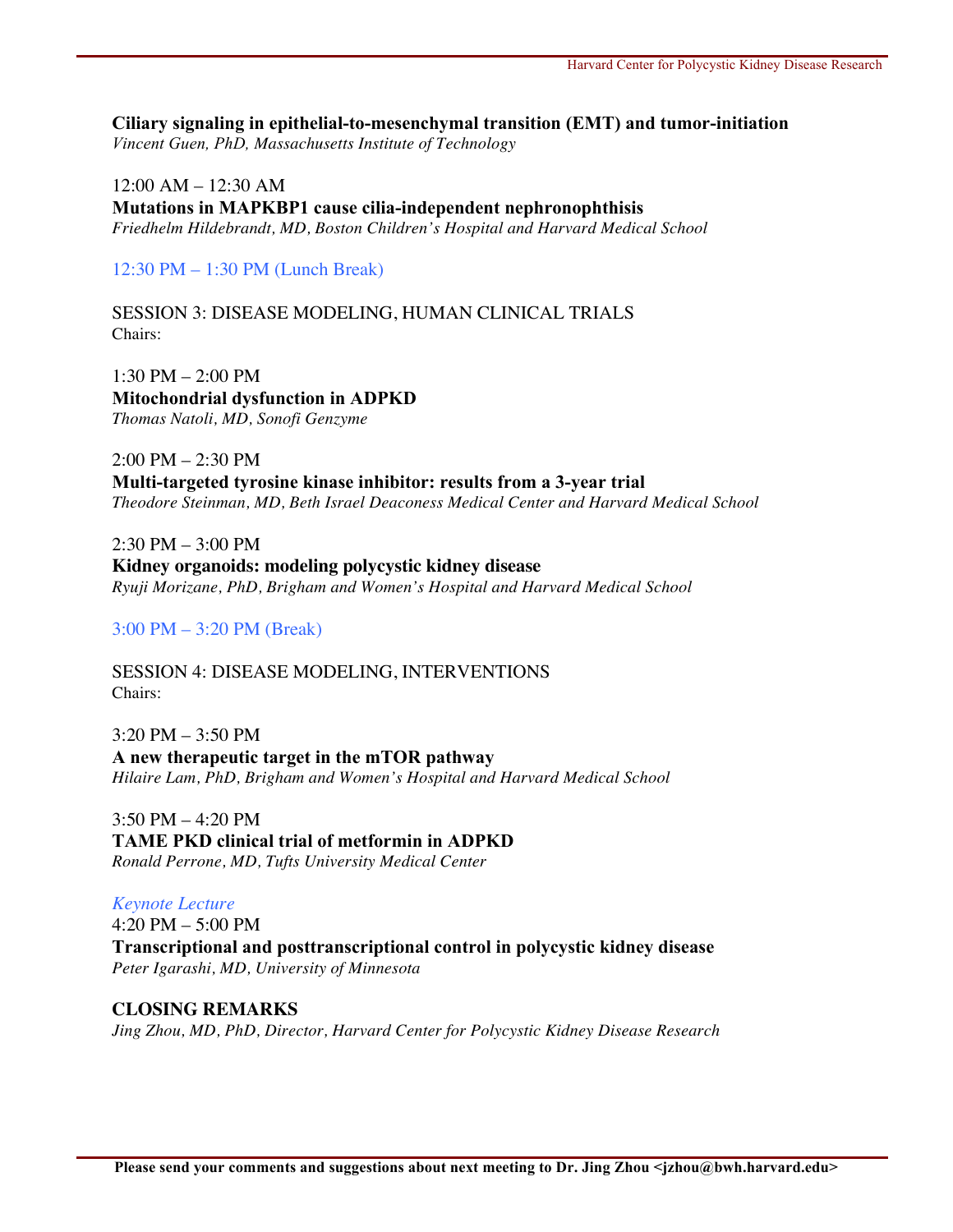**Ciliary signaling in epithelial-to-mesenchymal transition (EMT) and tumor-initiation**
*Vincent Guen, PhD, Massachusetts Institute of Technology*

12:00 AM – 12:30 AM
**Mutations in MAPKBP1 cause cilia-independent nephronophthisis**
*Friedhelm Hildebrandt, MD, Boston Children's Hospital and Harvard Medical School*

12:30 PM – 1:30 PM (Lunch Break)

SESSION 3: DISEASE MODELING, HUMAN CLINICAL TRIALS
Chairs:

1:30 PM – 2:00 PM
**Mitochondrial dysfunction in ADPKD**
*Thomas Natoli, MD, Sonofi Genzyme*

2:00 PM – 2:30 PM
**Multi-targeted tyrosine kinase inhibitor: results from a 3-year trial**
*Theodore Steinman, MD, Beth Israel Deaconess Medical Center and Harvard Medical School*

2:30 PM – 3:00 PM
**Kidney organoids: modeling polycystic kidney disease**
*Ryuji Morizane, PhD, Brigham and Women's Hospital and Harvard Medical School*

3:00 PM – 3:20 PM (Break)

SESSION 4: DISEASE MODELING, INTERVENTIONS
Chairs:

3:20 PM – 3:50 PM
**A new therapeutic target in the mTOR pathway**
*Hilaire Lam, PhD, Brigham and Women's Hospital and Harvard Medical School*

3:50 PM – 4:20 PM
**TAME PKD clinical trial of metformin in ADPKD**
*Ronald Perrone, MD, Tufts University Medical Center*

*Keynote Lecture*
4:20 PM – 5:00 PM
**Transcriptional and posttranscriptional control in polycystic kidney disease**
*Peter Igarashi, MD, University of Minnesota*

**CLOSING REMARKS**
*Jing Zhou, MD, PhD, Director, Harvard Center for Polycystic Kidney Disease Research*

**Please send your comments and suggestions about next meeting to Dr. Jing Zhou <jzhou@bwh.harvard.edu>**